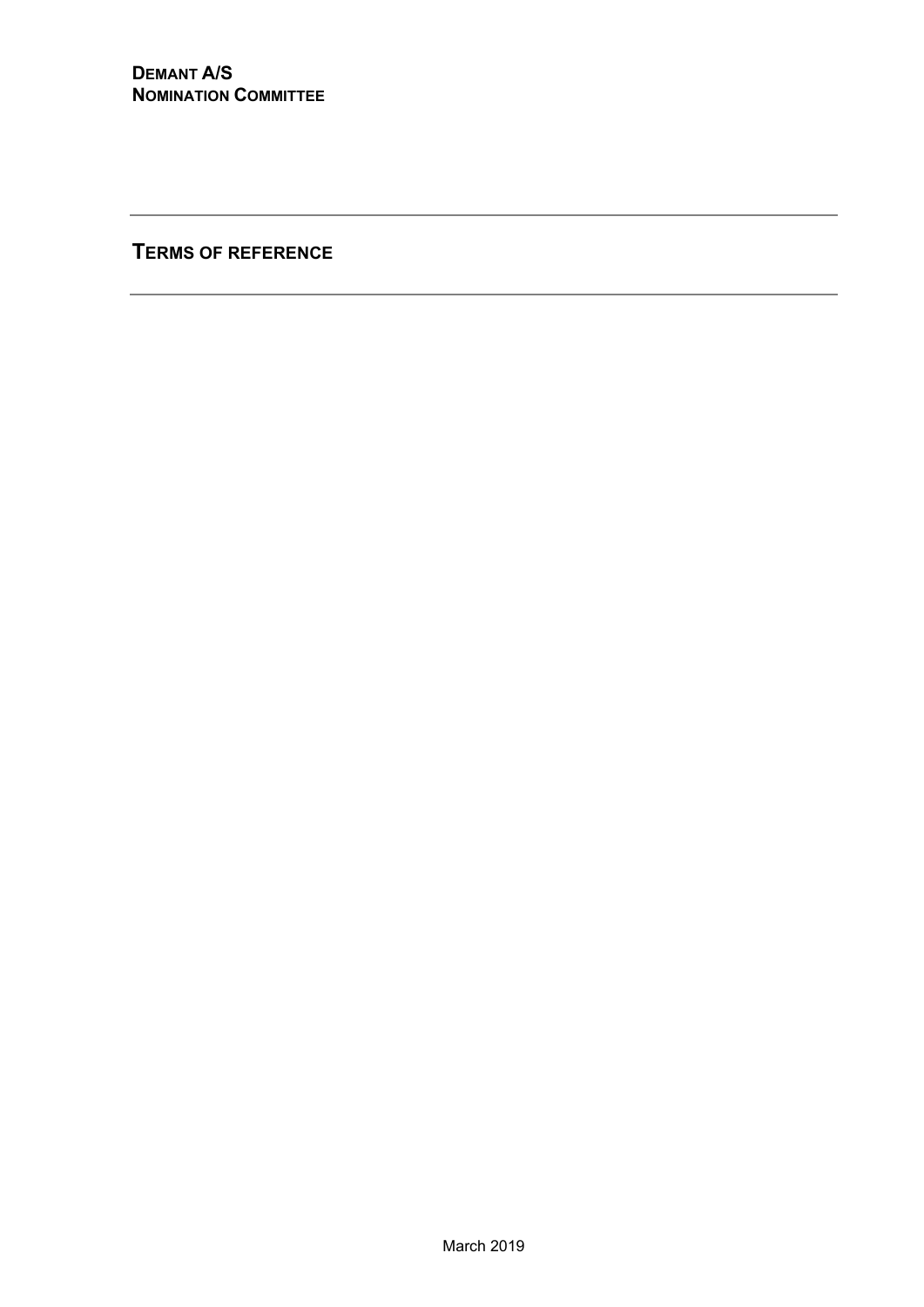**DEMANT A/S**
**NOMINATION COMMITTEE**

---

# TERMS OF REFERENCE

---

March 2019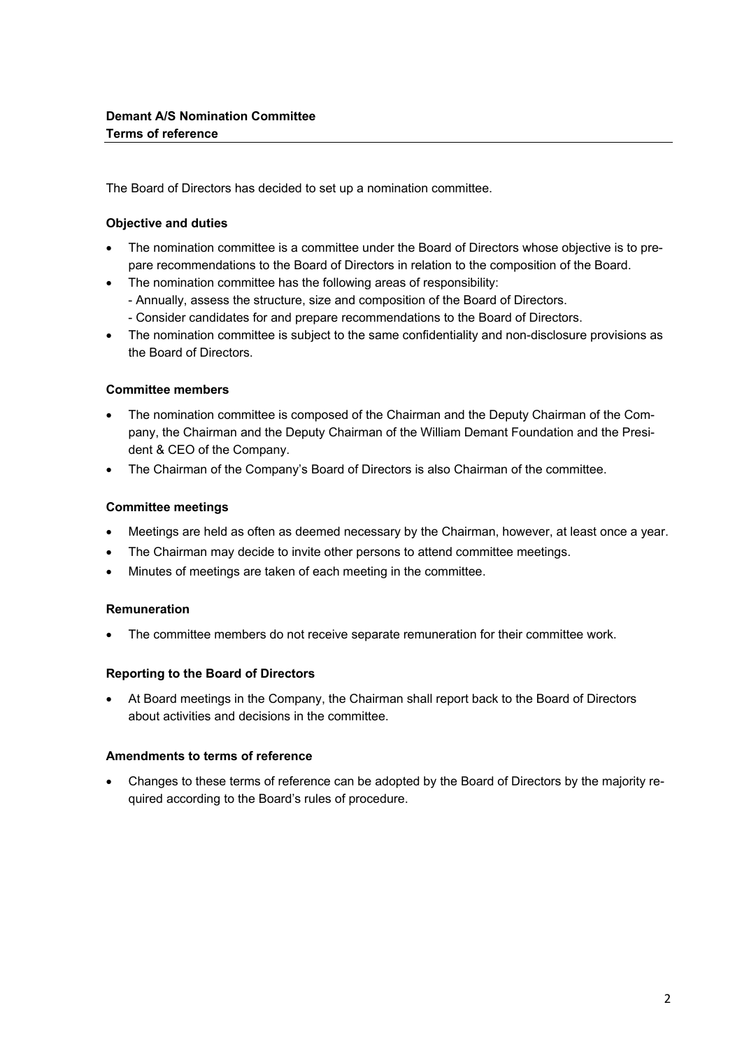**Demant A/S Nomination Committee**
**Terms of reference**

The Board of Directors has decided to set up a nomination committee.

**Objective and duties**

- The nomination committee is a committee under the Board of Directors whose objective is to prepare recommendations to the Board of Directors in relation to the composition of the Board.
- The nomination committee has the following areas of responsibility:
  - Annually, assess the structure, size and composition of the Board of Directors.
  - Consider candidates for and prepare recommendations to the Board of Directors.
- The nomination committee is subject to the same confidentiality and non-disclosure provisions as the Board of Directors.

**Committee members**

- The nomination committee is composed of the Chairman and the Deputy Chairman of the Company, the Chairman and the Deputy Chairman of the William Demant Foundation and the President & CEO of the Company.
- The Chairman of the Company's Board of Directors is also Chairman of the committee.

**Committee meetings**

- Meetings are held as often as deemed necessary by the Chairman, however, at least once a year.
- The Chairman may decide to invite other persons to attend committee meetings.
- Minutes of meetings are taken of each meeting in the committee.

**Remuneration**

- The committee members do not receive separate remuneration for their committee work.

**Reporting to the Board of Directors**

- At Board meetings in the Company, the Chairman shall report back to the Board of Directors about activities and decisions in the committee.

**Amendments to terms of reference**

- Changes to these terms of reference can be adopted by the Board of Directors by the majority required according to the Board's rules of procedure.